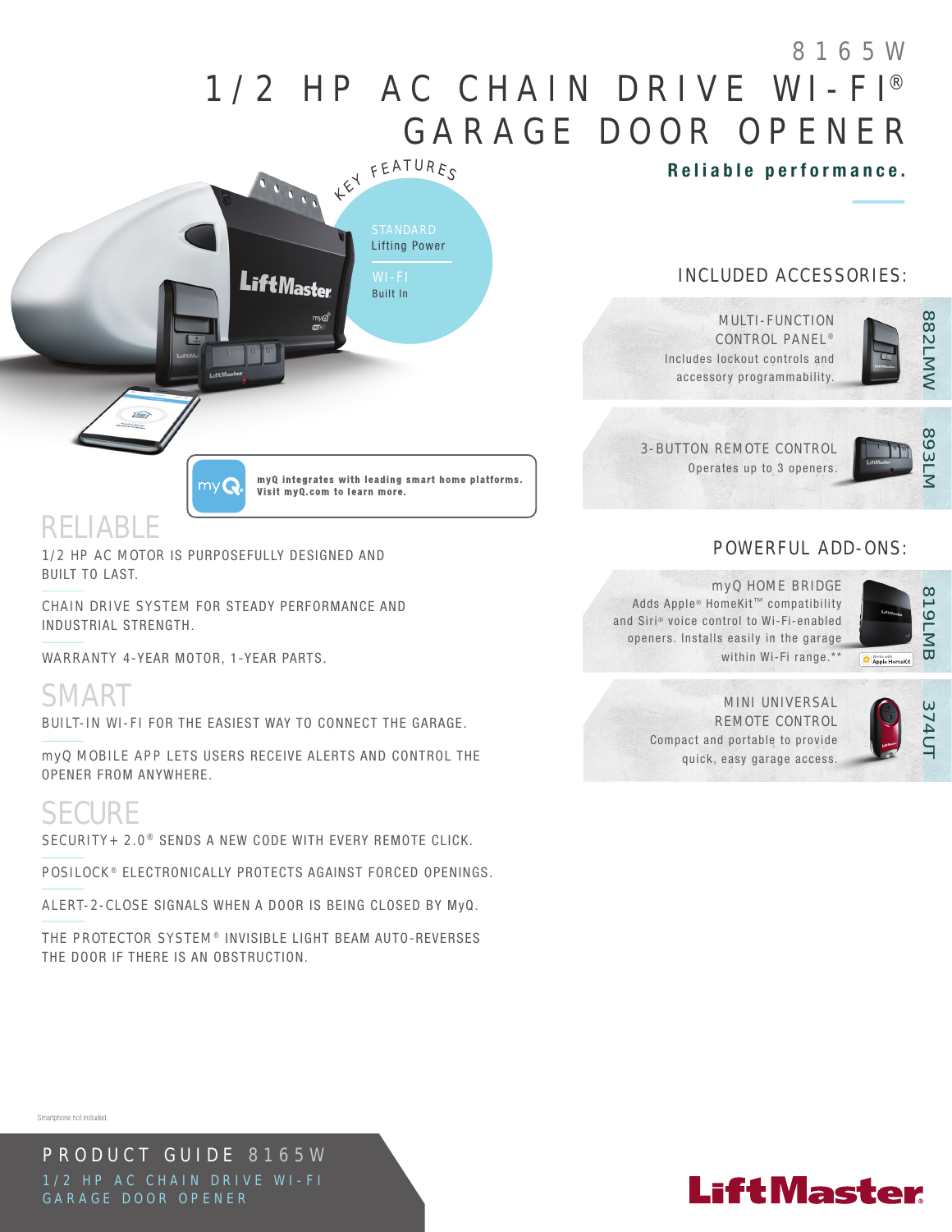8165W

# 1/2 HP AC CHAIN DRIVE WI-FI® GARAGE DOOR OPENER

**Reliable performance.**

KEY FEATURES

STANDARD
Lifting Power

WI-FI
Built In

myQ integrates with leading smart home platforms. Visit myQ.com to learn more.

## RELIABLE

1/2 HP AC MOTOR IS PURPOSEFULLY DESIGNED AND BUILT TO LAST.

CHAIN DRIVE SYSTEM FOR STEADY PERFORMANCE AND INDUSTRIAL STRENGTH.

WARRANTY 4-YEAR MOTOR, 1-YEAR PARTS.

## SMART

BUILT-IN WI-FI FOR THE EASIEST WAY TO CONNECT THE GARAGE.

myQ MOBILE APP LETS USERS RECEIVE ALERTS AND CONTROL THE OPENER FROM ANYWHERE.

## SECURE

SECURITY+ 2.0® SENDS A NEW CODE WITH EVERY REMOTE CLICK.

POSILOCK® ELECTRONICALLY PROTECTS AGAINST FORCED OPENINGS.

ALERT-2-CLOSE SIGNALS WHEN A DOOR IS BEING CLOSED BY MyQ.

THE PROTECTOR SYSTEM® INVISIBLE LIGHT BEAM AUTO-REVERSES THE DOOR IF THERE IS AN OBSTRUCTION.

## INCLUDED ACCESSORIES:

**882LMW** — MULTI-FUNCTION CONTROL PANEL®
Includes lockout controls and accessory programmability.

**893LM** — 3-BUTTON REMOTE CONTROL
Operates up to 3 openers.

## POWERFUL ADD-ONS:

**819LMB** — myQ HOME BRIDGE
Adds Apple® HomeKit™ compatibility and Siri® voice control to Wi-Fi-enabled openers. Installs easily in the garage within Wi-Fi range.**

**374UT** — MINI UNIVERSAL REMOTE CONTROL
Compact and portable to provide quick, easy garage access.

Smartphone not included.

PRODUCT GUIDE 8165W
1/2 HP AC CHAIN DRIVE WI-FI GARAGE DOOR OPENER

LiftMaster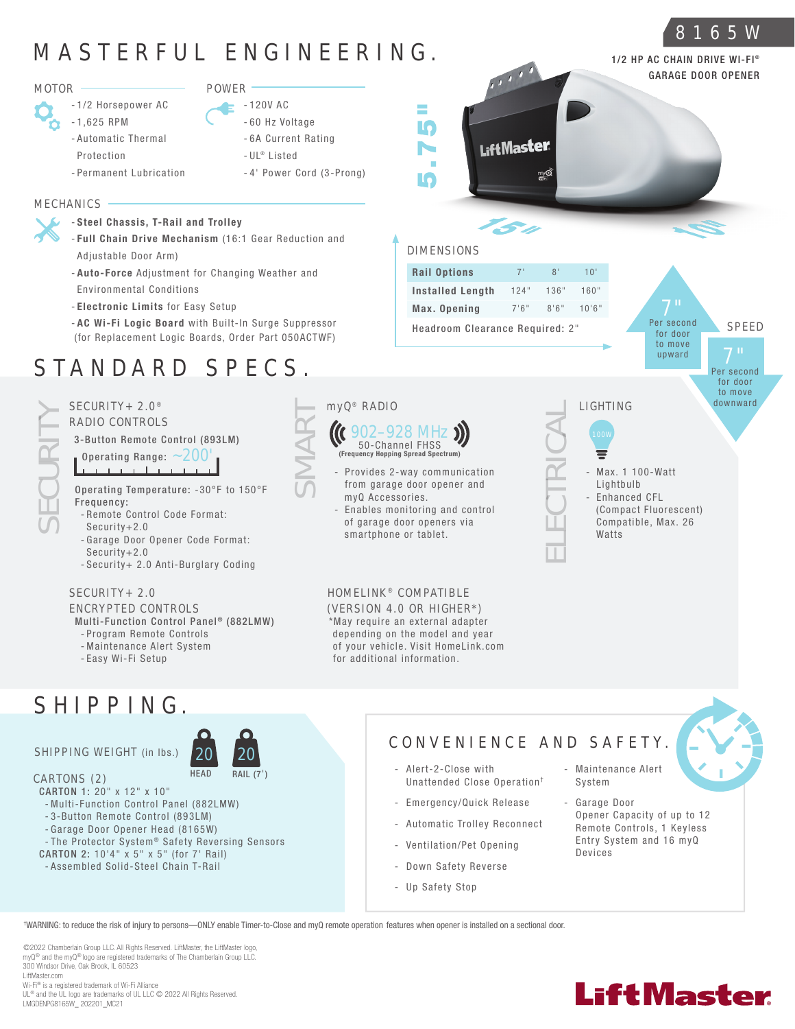8165W

1/2 HP AC CHAIN DRIVE WI-FI® GARAGE DOOR OPENER

# MASTERFUL ENGINEERING.

## MOTOR

- 1/2 Horsepower AC
- 1,625 RPM
- Automatic Thermal Protection
- Permanent Lubrication

## POWER

- 120V AC
- 60 Hz Voltage
- 6A Current Rating
- UL® Listed
- 4' Power Cord (3-Prong)

## MECHANICS

- **Steel Chassis, T-Rail and Trolley**
- **Full Chain Drive Mechanism** (16:1 Gear Reduction and Adjustable Door Arm)
- **Auto-Force** Adjustment for Changing Weather and Environmental Conditions
- **Electronic Limits** for Easy Setup
- **AC Wi-Fi Logic Board** with Built-In Surge Suppressor (for Replacement Logic Boards, Order Part 050ACTWF)

5.75"

15"

10"

## DIMENSIONS

| Rail Options | 7' | 8' | 10' |
|---|---|---|---|
| Installed Length | 124" | 136" | 160" |
| Max. Opening | 7'6" | 8'6" | 10'6" |

Headroom Clearance Required: 2"

## SPEED

7" Per second for door to move upward

7" Per second for door to move downward

# STANDARD SPECS.

SECURITY

## SECURITY+ 2.0® RADIO CONTROLS

**3-Button Remote Control (893LM)**

**Operating Range:** ~200'

**Operating Temperature:** -30°F to 150°F

**Frequency:**

- Remote Control Code Format: Security+2.0
- Garage Door Opener Code Format: Security+2.0
- Security+ 2.0 Anti-Burglary Coding

## SECURITY+ 2.0 ENCRYPTED CONTROLS

**Multi-Function Control Panel® (882LMW)**

- Program Remote Controls
- Maintenance Alert System
- Easy Wi-Fi Setup

SMART

## myQ® RADIO

902-928 MHz

50-Channel FHSS

**(Frequency Hopping Spread Spectrum)**

- Provides 2-way communication from garage door opener and myQ Accessories.
- Enables monitoring and control of garage door openers via smartphone or tablet.

## HOMELINK® COMPATIBLE (VERSION 4.0 OR HIGHER*)

*May require an external adapter depending on the model and year of your vehicle. Visit HomeLink.com for additional information.

ELECTRICAL

## LIGHTING

100W

- Max. 1 100-Watt Lightbulb
- Enhanced CFL (Compact Fluorescent) Compatible, Max. 26 Watts

# SHIPPING.

SHIPPING WEIGHT (in lbs.)

20 HEAD

20 RAIL (7')

CARTONS (2)

**CARTON 1:** 20" x 12" x 10"

- Multi-Function Control Panel (882LMW)
- 3-Button Remote Control (893LM)
- Garage Door Opener Head (8165W)
- The Protector System® Safety Reversing Sensors

**CARTON 2:** 10'4" x 5" x 5" (for 7' Rail)

- Assembled Solid-Steel Chain T-Rail

## CONVENIENCE AND SAFETY.

- Alert-2-Close with Unattended Close Operation†
- Emergency/Quick Release
- Automatic Trolley Reconnect
- Ventilation/Pet Opening
- Down Safety Reverse
- Up Safety Stop
- Maintenance Alert System
- Garage Door Opener Capacity of up to 12 Remote Controls, 1 Keyless Entry System and 16 myQ Devices

†WARNING: to reduce the risk of injury to persons—ONLY enable Timer-to-Close and myQ remote operation features when opener is installed on a sectional door.

©2022 Chamberlain Group LLC. All Rights Reserved. LiftMaster, the LiftMaster logo, myQ® and the myQ® logo are registered trademarks of The Chamberlain Group LLC.
300 Windsor Drive, Oak Brook, IL 60523
LiftMaster.com
Wi-Fi® is a registered trademark of Wi-Fi Alliance
UL® and the UL logo are trademarks of UL LLC © 2022 All Rights Reserved.
LMGDENPG8165W_ 202201_MC21

LiftMaster